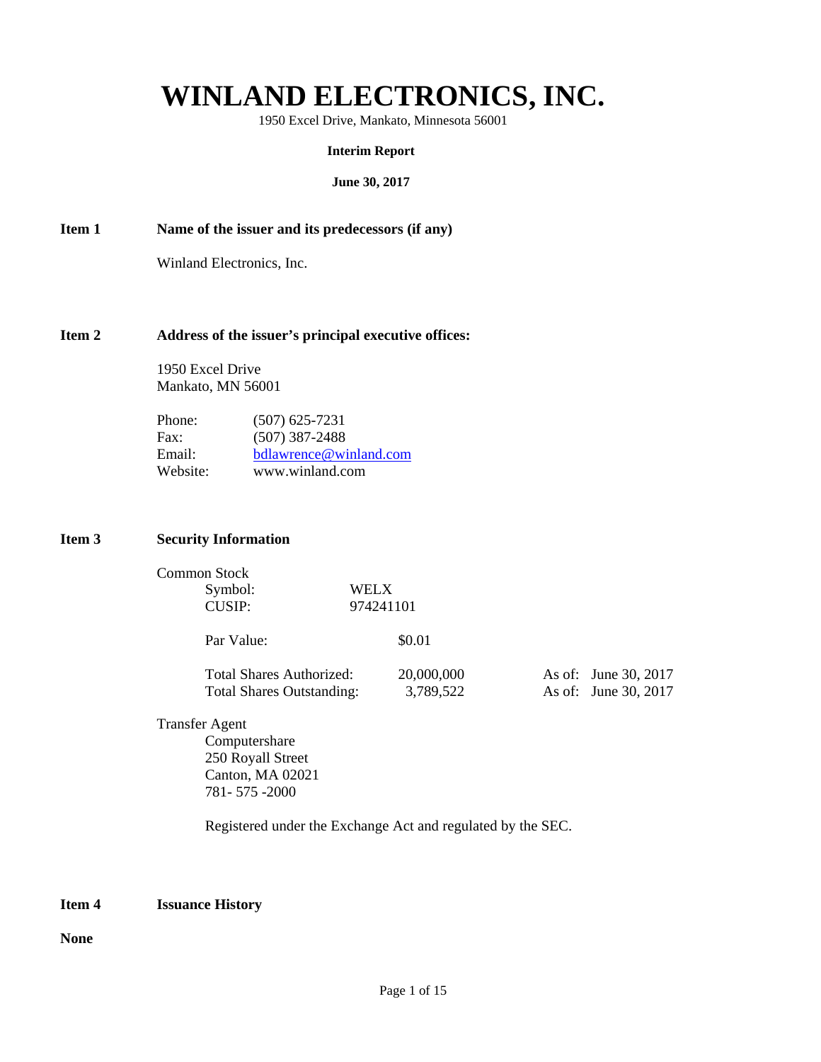# WINLAND ELECTRONICS, INC.

1950 Excel Drive, Mankato, Minnesota 56001

**Interim Report**

**June 30, 2017**

**Item 1 Name of the issuer and its predecessors (if any)**

Winland Electronics, Inc.

**Item 2 Address of the issuer's principal executive offices:**

1950 Excel Drive
Mankato, MN 56001

| | |
|---|---|
| Phone: | (507) 625-7231 |
| Fax: | (507) 387-2488 |
| Email: | bdlawrence@winland.com |
| Website: | www.winland.com |

**Item 3 Security Information**

Common Stock

| | | |
|---|---|---|
| Symbol: | WELX | |
| CUSIP: | 974241101 | |
| Par Value: | $0.01 | |
| Total Shares Authorized: | 20,000,000 | As of: June 30, 2017 |
| Total Shares Outstanding: | 3,789,522 | As of: June 30, 2017 |

Transfer Agent
Computershare
250 Royall Street
Canton, MA 02021
781- 575 -2000

Registered under the Exchange Act and regulated by the SEC.

**Item 4 Issuance History**

**None**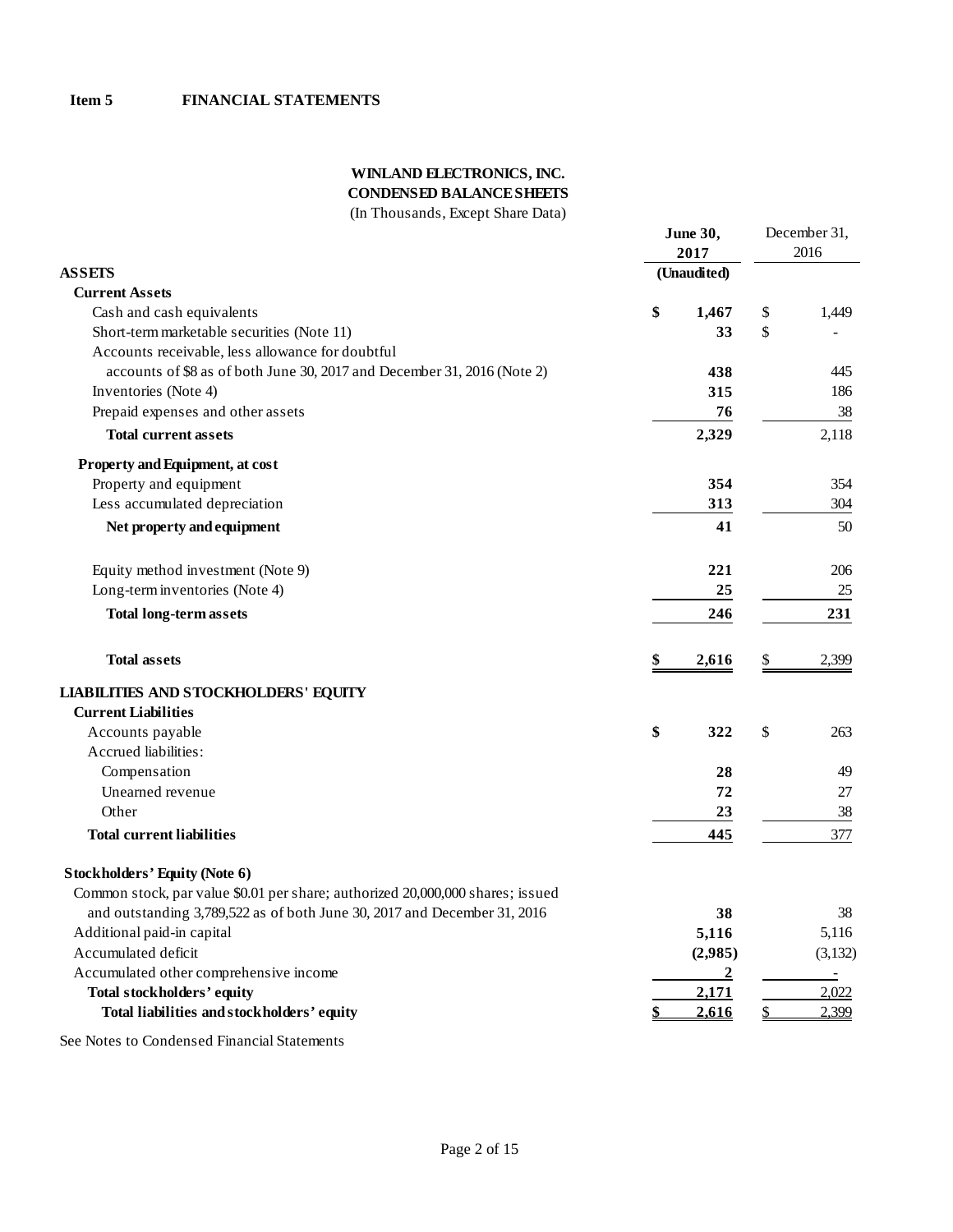**Item 5 FINANCIAL STATEMENTS**

**WINLAND ELECTRONICS, INC.**
**CONDENSED BALANCE SHEETS**
(In Thousands, Except Share Data)

| | June 30, 2017 (Unaudited) | December 31, 2016 |
|---|---|---|
| **ASSETS** | | |
| **Current Assets** | | |
| Cash and cash equivalents | $ 1,467 | $ 1,449 |
| Short-term marketable securities (Note 11) | 33 | $ - |
| Accounts receivable, less allowance for doubtful accounts of $8 as of both June 30, 2017 and December 31, 2016 (Note 2) | 438 | 445 |
| Inventories (Note 4) | 315 | 186 |
| Prepaid expenses and other assets | 76 | 38 |
| **Total current assets** | 2,329 | 2,118 |
| **Property and Equipment, at cost** | | |
| Property and equipment | 354 | 354 |
| Less accumulated depreciation | 313 | 304 |
| **Net property and equipment** | 41 | 50 |
| Equity method investment (Note 9) | 221 | 206 |
| Long-term inventories (Note 4) | 25 | 25 |
| **Total long-term assets** | 246 | 231 |
| **Total assets** | $ 2,616 | $ 2,399 |
| **LIABILITIES AND STOCKHOLDERS' EQUITY** | | |
| **Current Liabilities** | | |
| Accounts payable | $ 322 | $ 263 |
| Accrued liabilities: | | |
| Compensation | 28 | 49 |
| Unearned revenue | 72 | 27 |
| Other | 23 | 38 |
| **Total current liabilities** | 445 | 377 |
| **Stockholders' Equity (Note 6)** | | |
| Common stock, par value $0.01 per share; authorized 20,000,000 shares; issued and outstanding 3,789,522 as of both June 30, 2017 and December 31, 2016 | 38 | 38 |
| Additional paid-in capital | 5,116 | 5,116 |
| Accumulated deficit | (2,985) | (3,132) |
| Accumulated other comprehensive income | 2 | - |
| **Total stockholders' equity** | 2,171 | 2,022 |
| **Total liabilities and stockholders' equity** | $ 2,616 | $ 2,399 |

See Notes to Condensed Financial Statements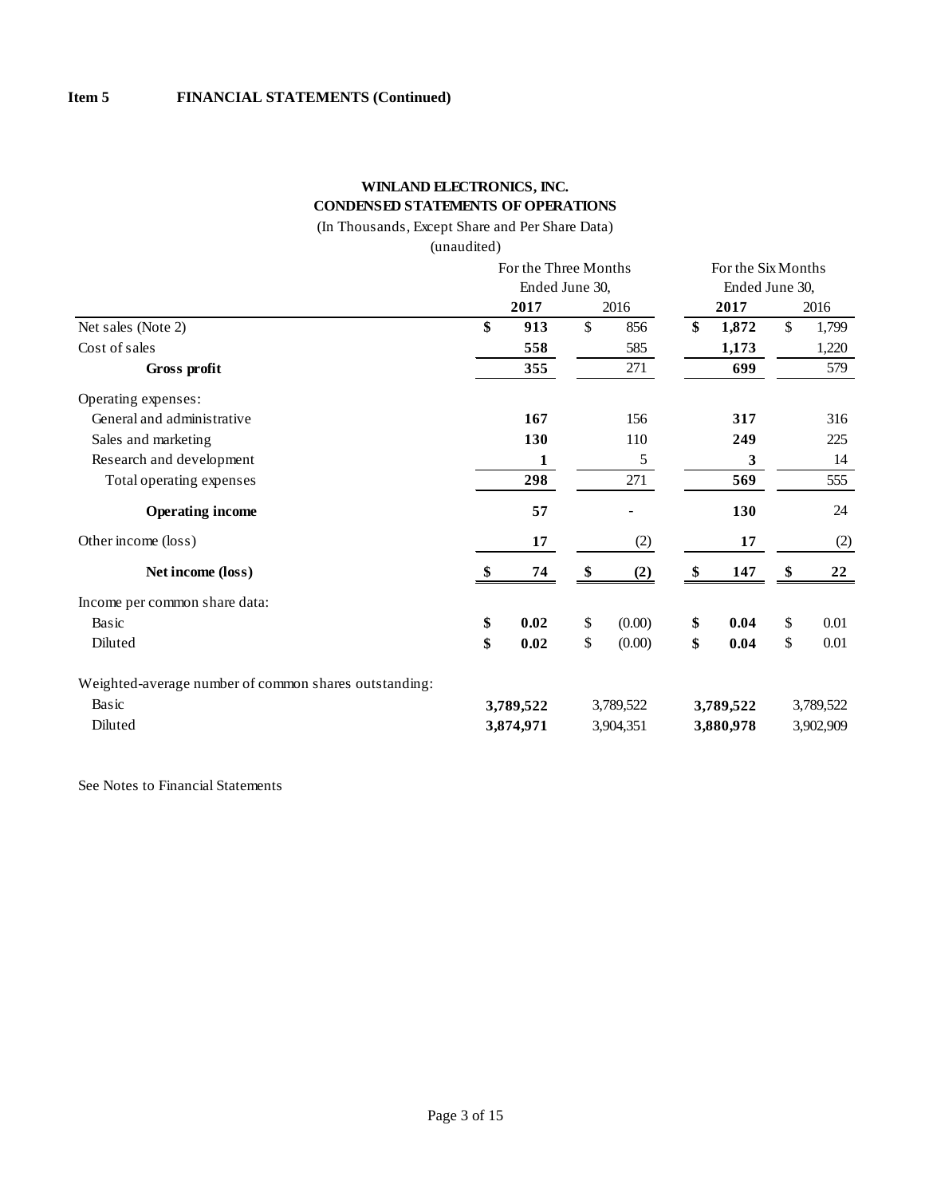**Item 5 FINANCIAL STATEMENTS (Continued)**

**WINLAND ELECTRONICS, INC.**
**CONDENSED STATEMENTS OF OPERATIONS**
(In Thousands, Except Share and Per Share Data)
(unaudited)

| | For the Three Months Ended June 30, | | For the Six Months Ended June 30, | |
|---|---|---|---|---|
| | **2017** | 2016 | **2017** | 2016 |
| Net sales (Note 2) | **$ 913** | $ 856 | **$ 1,872** | $ 1,799 |
| Cost of sales | **558** | 585 | **1,173** | 1,220 |
| **Gross profit** | **355** | 271 | **699** | 579 |
| Operating expenses: | | | | |
| General and administrative | **167** | 156 | **317** | 316 |
| Sales and marketing | **130** | 110 | **249** | 225 |
| Research and development | **1** | 5 | **3** | 14 |
| Total operating expenses | **298** | 271 | **569** | 555 |
| **Operating income** | **57** | - | **130** | 24 |
| Other income (loss) | **17** | (2) | **17** | (2) |
| **Net income (loss)** | **$ 74** | **$ (2)** | **$ 147** | **$ 22** |
| Income per common share data: | | | | |
| Basic | **$ 0.02** | $ (0.00) | **$ 0.04** | $ 0.01 |
| Diluted | **$ 0.02** | $ (0.00) | **$ 0.04** | $ 0.01 |
| Weighted-average number of common shares outstanding: | | | | |
| Basic | **3,789,522** | 3,789,522 | **3,789,522** | 3,789,522 |
| Diluted | **3,874,971** | 3,904,351 | **3,880,978** | 3,902,909 |

See Notes to Financial Statements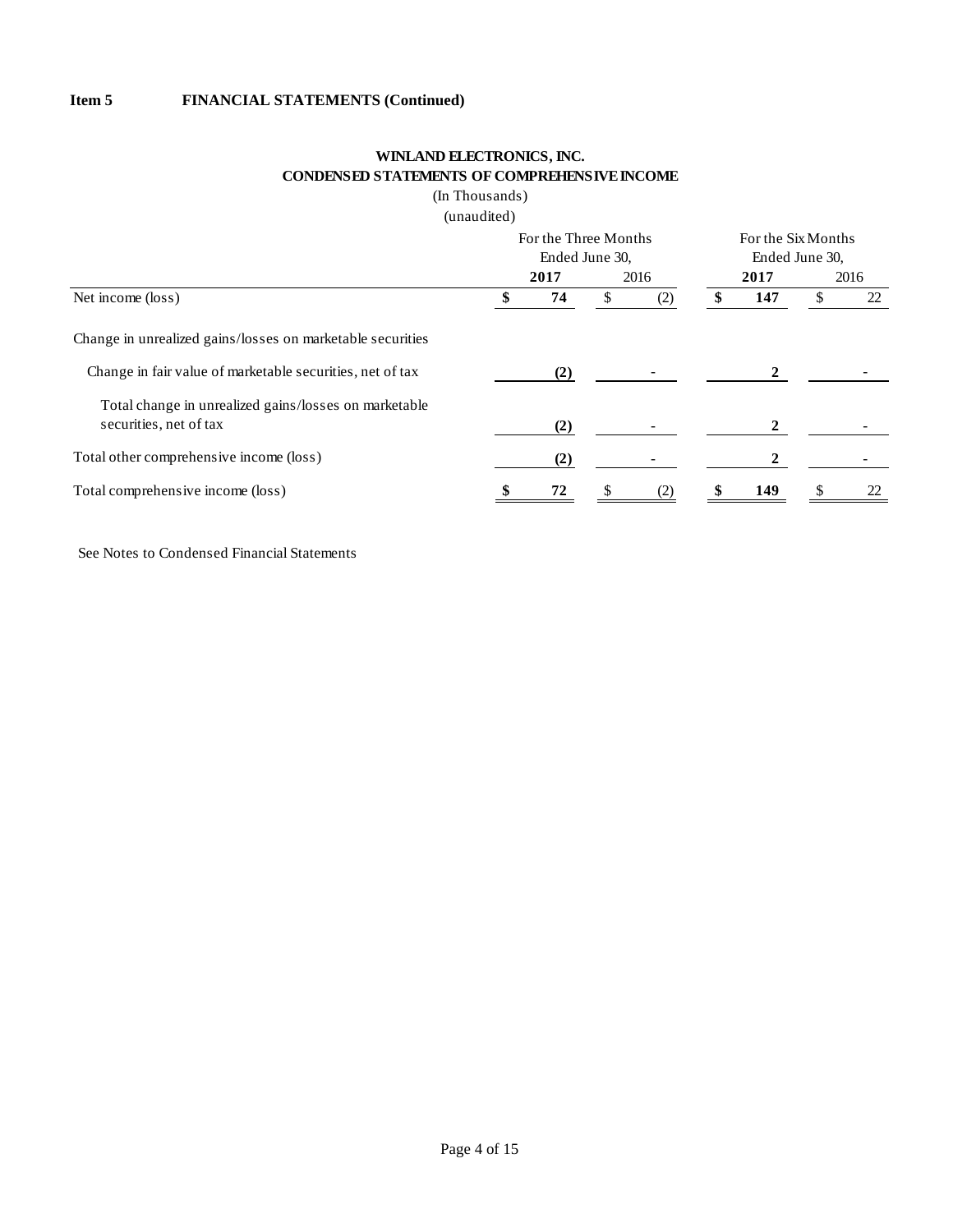**Item 5 FINANCIAL STATEMENTS (Continued)**

**WINLAND ELECTRONICS, INC.**
**CONDENSED STATEMENTS OF COMPREHENSIVE INCOME**
(In Thousands)
(unaudited)

| | For the Three Months Ended June 30, | | For the Six Months Ended June 30, | |
|---|---|---|---|---|
| | **2017** | 2016 | **2017** | 2016 |
| Net income (loss) | **$ 74** | $ (2) | **$ 147** | $ 22 |
| Change in unrealized gains/losses on marketable securities | | | | |
| Change in fair value of marketable securities, net of tax | **(2)** | - | **2** | - |
| Total change in unrealized gains/losses on marketable securities, net of tax | **(2)** | - | **2** | - |
| Total other comprehensive income (loss) | **(2)** | - | **2** | - |
| Total comprehensive income (loss) | **$ 72** | $ (2) | **$ 149** | $ 22 |

See Notes to Condensed Financial Statements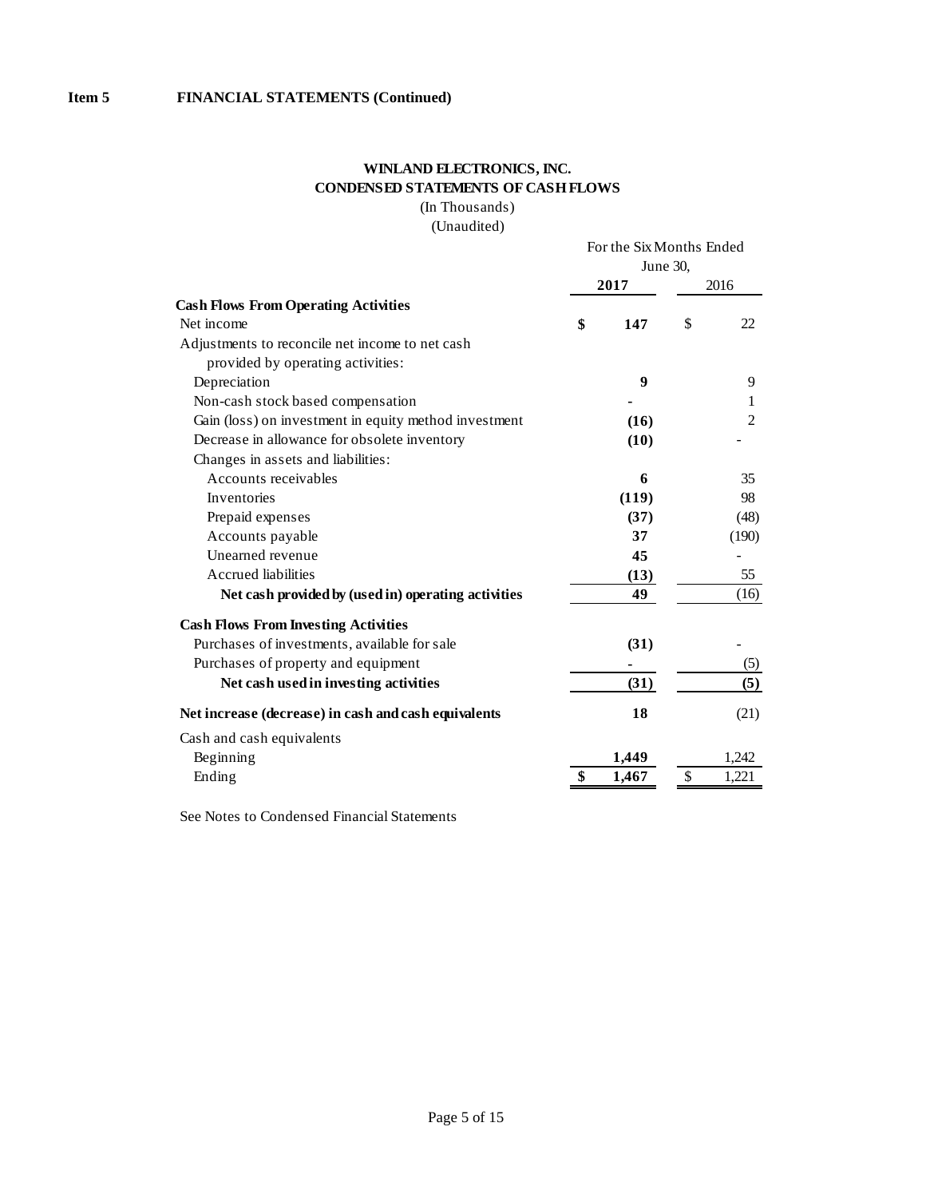**Item 5 FINANCIAL STATEMENTS (Continued)**

**WINLAND ELECTRONICS, INC.**
**CONDENSED STATEMENTS OF CASH FLOWS**
(In Thousands)
(Unaudited)

| | For the Six Months Ended June 30, | |
|---|---|---|
| | **2017** | 2016 |
| **Cash Flows From Operating Activities** | | |
| Net income | **$ 147** | $ 22 |
| Adjustments to reconcile net income to net cash provided by operating activities: | | |
| Depreciation | **9** | 9 |
| Non-cash stock based compensation | **-** | 1 |
| Gain (loss) on investment in equity method investment | **(16)** | 2 |
| Decrease in allowance for obsolete inventory | **(10)** | - |
| Changes in assets and liabilities: | | |
| Accounts receivables | **6** | 35 |
| Inventories | **(119)** | 98 |
| Prepaid expenses | **(37)** | (48) |
| Accounts payable | **37** | (190) |
| Unearned revenue | **45** | - |
| Accrued liabilities | **(13)** | 55 |
| **Net cash provided by (used in) operating activities** | **49** | (16) |
| **Cash Flows From Investing Activities** | | |
| Purchases of investments, available for sale | **(31)** | - |
| Purchases of property and equipment | **-** | (5) |
| **Net cash used in investing activities** | **(31)** | **(5)** |
| **Net increase (decrease) in cash and cash equivalents** | **18** | (21) |
| Cash and cash equivalents | | |
| Beginning | **1,449** | 1,242 |
| Ending | **$ 1,467** | $ 1,221 |

See Notes to Condensed Financial Statements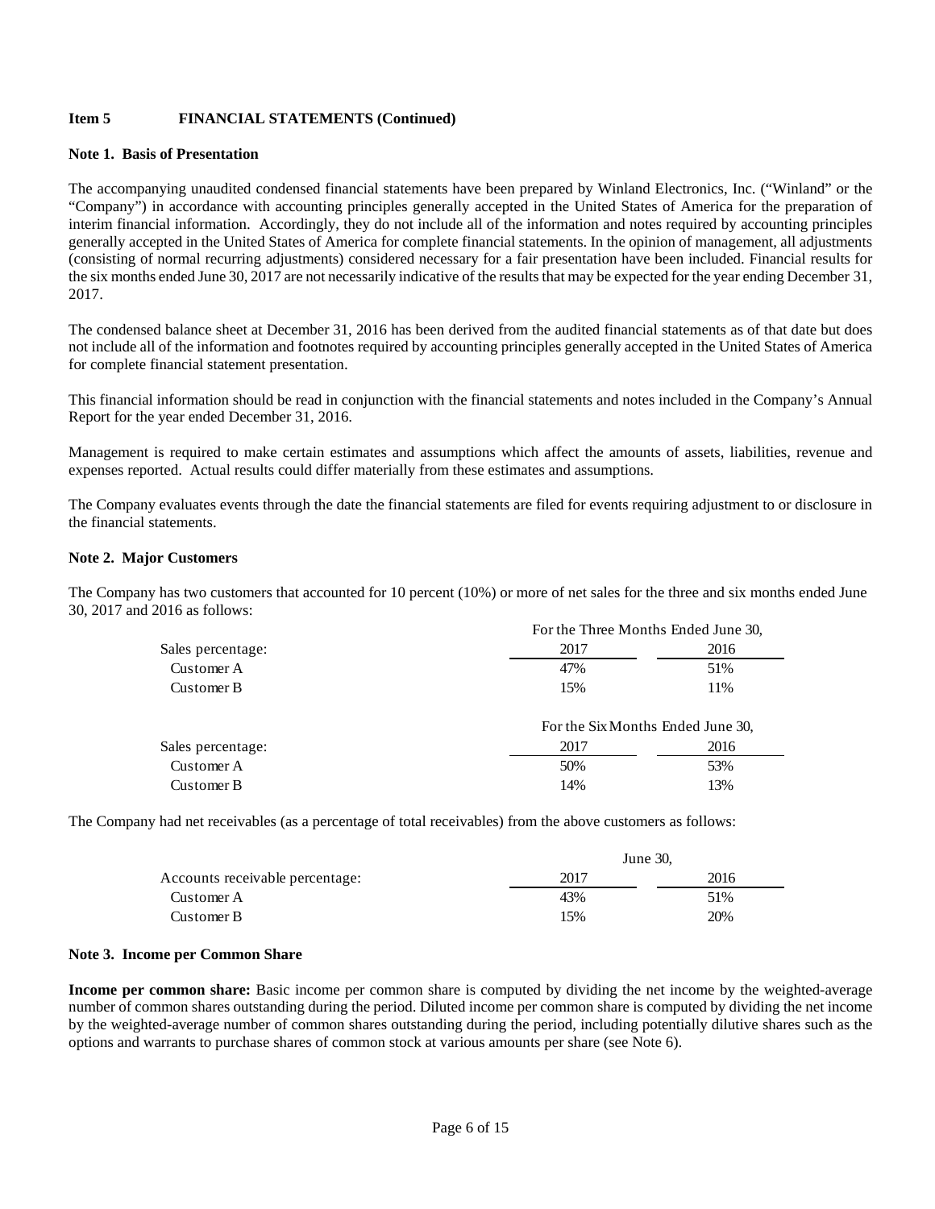## Item 5 FINANCIAL STATEMENTS (Continued)

### Note 1. Basis of Presentation

The accompanying unaudited condensed financial statements have been prepared by Winland Electronics, Inc. ("Winland" or the "Company") in accordance with accounting principles generally accepted in the United States of America for the preparation of interim financial information. Accordingly, they do not include all of the information and notes required by accounting principles generally accepted in the United States of America for complete financial statements. In the opinion of management, all adjustments (consisting of normal recurring adjustments) considered necessary for a fair presentation have been included. Financial results for the six months ended June 30, 2017 are not necessarily indicative of the results that may be expected for the year ending December 31, 2017.

The condensed balance sheet at December 31, 2016 has been derived from the audited financial statements as of that date but does not include all of the information and footnotes required by accounting principles generally accepted in the United States of America for complete financial statement presentation.

This financial information should be read in conjunction with the financial statements and notes included in the Company's Annual Report for the year ended December 31, 2016.

Management is required to make certain estimates and assumptions which affect the amounts of assets, liabilities, revenue and expenses reported. Actual results could differ materially from these estimates and assumptions.

The Company evaluates events through the date the financial statements are filed for events requiring adjustment to or disclosure in the financial statements.

### Note 2. Major Customers

The Company has two customers that accounted for 10 percent (10%) or more of net sales for the three and six months ended June 30, 2017 and 2016 as follows:

| | For the Three Months Ended June 30, | |
|---|---|---|
| Sales percentage: | 2017 | 2016 |
| Customer A | 47% | 51% |
| Customer B | 15% | 11% |

| | For the Six Months Ended June 30, | |
|---|---|---|
| Sales percentage: | 2017 | 2016 |
| Customer A | 50% | 53% |
| Customer B | 14% | 13% |

The Company had net receivables (as a percentage of total receivables) from the above customers as follows:

| | June 30, | |
|---|---|---|
| Accounts receivable percentage: | 2017 | 2016 |
| Customer A | 43% | 51% |
| Customer B | 15% | 20% |

### Note 3. Income per Common Share

**Income per common share:** Basic income per common share is computed by dividing the net income by the weighted-average number of common shares outstanding during the period. Diluted income per common share is computed by dividing the net income by the weighted-average number of common shares outstanding during the period, including potentially dilutive shares such as the options and warrants to purchase shares of common stock at various amounts per share (see Note 6).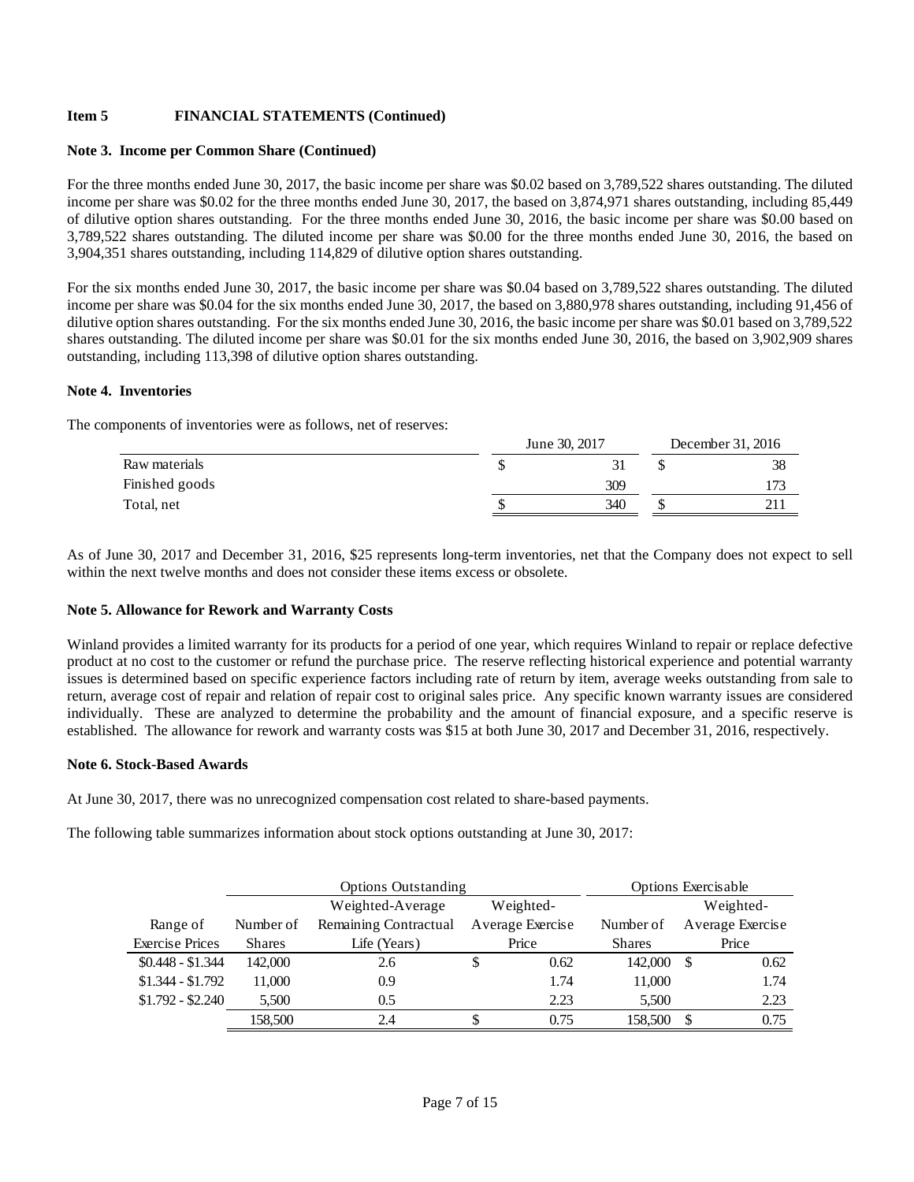**Item 5 FINANCIAL STATEMENTS (Continued)**

**Note 3. Income per Common Share (Continued)**

For the three months ended June 30, 2017, the basic income per share was \$0.02 based on 3,789,522 shares outstanding. The diluted income per share was \$0.02 for the three months ended June 30, 2017, the based on 3,874,971 shares outstanding, including 85,449 of dilutive option shares outstanding. For the three months ended June 30, 2016, the basic income per share was \$0.00 based on 3,789,522 shares outstanding. The diluted income per share was \$0.00 for the three months ended June 30, 2016, the based on 3,904,351 shares outstanding, including 114,829 of dilutive option shares outstanding.

For the six months ended June 30, 2017, the basic income per share was \$0.04 based on 3,789,522 shares outstanding. The diluted income per share was \$0.04 for the six months ended June 30, 2017, the based on 3,880,978 shares outstanding, including 91,456 of dilutive option shares outstanding. For the six months ended June 30, 2016, the basic income per share was \$0.01 based on 3,789,522 shares outstanding. The diluted income per share was \$0.01 for the six months ended June 30, 2016, the based on 3,902,909 shares outstanding, including 113,398 of dilutive option shares outstanding.

**Note 4. Inventories**

The components of inventories were as follows, net of reserves:

| | June 30, 2017 | December 31, 2016 |
|---|---|---|
| Raw materials | \$ 31 | \$ 38 |
| Finished goods | 309 | 173 |
| Total, net | \$ 340 | \$ 211 |

As of June 30, 2017 and December 31, 2016, \$25 represents long-term inventories, net that the Company does not expect to sell within the next twelve months and does not consider these items excess or obsolete.

**Note 5. Allowance for Rework and Warranty Costs**

Winland provides a limited warranty for its products for a period of one year, which requires Winland to repair or replace defective product at no cost to the customer or refund the purchase price. The reserve reflecting historical experience and potential warranty issues is determined based on specific experience factors including rate of return by item, average weeks outstanding from sale to return, average cost of repair and relation of repair cost to original sales price. Any specific known warranty issues are considered individually. These are analyzed to determine the probability and the amount of financial exposure, and a specific reserve is established. The allowance for rework and warranty costs was \$15 at both June 30, 2017 and December 31, 2016, respectively.

**Note 6. Stock-Based Awards**

At June 30, 2017, there was no unrecognized compensation cost related to share-based payments.

The following table summarizes information about stock options outstanding at June 30, 2017:

| | Options Outstanding | | | Options Exercisable | |
|---|---|---|---|---|---|
| Range of Exercise Prices | Number of Shares | Weighted-Average Remaining Contractual Life (Years) | Weighted-Average Exercise Price | Number of Shares | Weighted-Average Exercise Price |
| \$0.448 - \$1.344 | 142,000 | 2.6 | \$ 0.62 | 142,000 | \$ 0.62 |
| \$1.344 - \$1.792 | 11,000 | 0.9 | 1.74 | 11,000 | 1.74 |
| \$1.792 - \$2.240 | 5,500 | 0.5 | 2.23 | 5,500 | 2.23 |
| | 158,500 | 2.4 | \$ 0.75 | 158,500 | \$ 0.75 |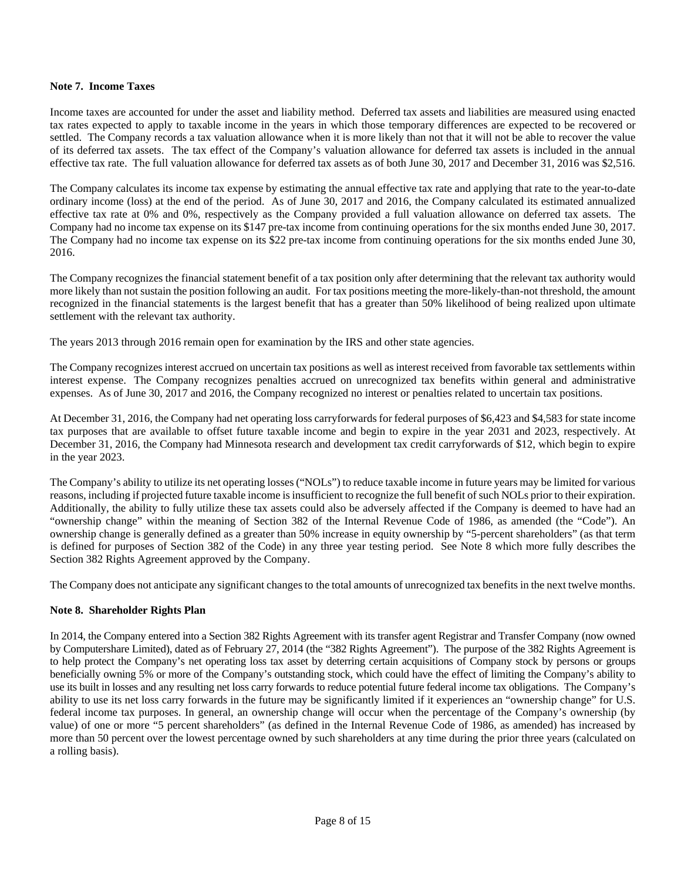**Note 7. Income Taxes**

Income taxes are accounted for under the asset and liability method. Deferred tax assets and liabilities are measured using enacted tax rates expected to apply to taxable income in the years in which those temporary differences are expected to be recovered or settled. The Company records a tax valuation allowance when it is more likely than not that it will not be able to recover the value of its deferred tax assets. The tax effect of the Company's valuation allowance for deferred tax assets is included in the annual effective tax rate. The full valuation allowance for deferred tax assets as of both June 30, 2017 and December 31, 2016 was $2,516.

The Company calculates its income tax expense by estimating the annual effective tax rate and applying that rate to the year-to-date ordinary income (loss) at the end of the period. As of June 30, 2017 and 2016, the Company calculated its estimated annualized effective tax rate at 0% and 0%, respectively as the Company provided a full valuation allowance on deferred tax assets. The Company had no income tax expense on its $147 pre-tax income from continuing operations for the six months ended June 30, 2017. The Company had no income tax expense on its $22 pre-tax income from continuing operations for the six months ended June 30, 2016.

The Company recognizes the financial statement benefit of a tax position only after determining that the relevant tax authority would more likely than not sustain the position following an audit. For tax positions meeting the more-likely-than-not threshold, the amount recognized in the financial statements is the largest benefit that has a greater than 50% likelihood of being realized upon ultimate settlement with the relevant tax authority.

The years 2013 through 2016 remain open for examination by the IRS and other state agencies.

The Company recognizes interest accrued on uncertain tax positions as well as interest received from favorable tax settlements within interest expense. The Company recognizes penalties accrued on unrecognized tax benefits within general and administrative expenses. As of June 30, 2017 and 2016, the Company recognized no interest or penalties related to uncertain tax positions.

At December 31, 2016, the Company had net operating loss carryforwards for federal purposes of $6,423 and $4,583 for state income tax purposes that are available to offset future taxable income and begin to expire in the year 2031 and 2023, respectively. At December 31, 2016, the Company had Minnesota research and development tax credit carryforwards of $12, which begin to expire in the year 2023.

The Company's ability to utilize its net operating losses ("NOLs") to reduce taxable income in future years may be limited for various reasons, including if projected future taxable income is insufficient to recognize the full benefit of such NOLs prior to their expiration. Additionally, the ability to fully utilize these tax assets could also be adversely affected if the Company is deemed to have had an "ownership change" within the meaning of Section 382 of the Internal Revenue Code of 1986, as amended (the "Code"). An ownership change is generally defined as a greater than 50% increase in equity ownership by "5-percent shareholders" (as that term is defined for purposes of Section 382 of the Code) in any three year testing period. See Note 8 which more fully describes the Section 382 Rights Agreement approved by the Company.

The Company does not anticipate any significant changes to the total amounts of unrecognized tax benefits in the next twelve months.

**Note 8. Shareholder Rights Plan**

In 2014, the Company entered into a Section 382 Rights Agreement with its transfer agent Registrar and Transfer Company (now owned by Computershare Limited), dated as of February 27, 2014 (the "382 Rights Agreement"). The purpose of the 382 Rights Agreement is to help protect the Company's net operating loss tax asset by deterring certain acquisitions of Company stock by persons or groups beneficially owning 5% or more of the Company's outstanding stock, which could have the effect of limiting the Company's ability to use its built in losses and any resulting net loss carry forwards to reduce potential future federal income tax obligations. The Company's ability to use its net loss carry forwards in the future may be significantly limited if it experiences an "ownership change" for U.S. federal income tax purposes. In general, an ownership change will occur when the percentage of the Company's ownership (by value) of one or more "5 percent shareholders" (as defined in the Internal Revenue Code of 1986, as amended) has increased by more than 50 percent over the lowest percentage owned by such shareholders at any time during the prior three years (calculated on a rolling basis).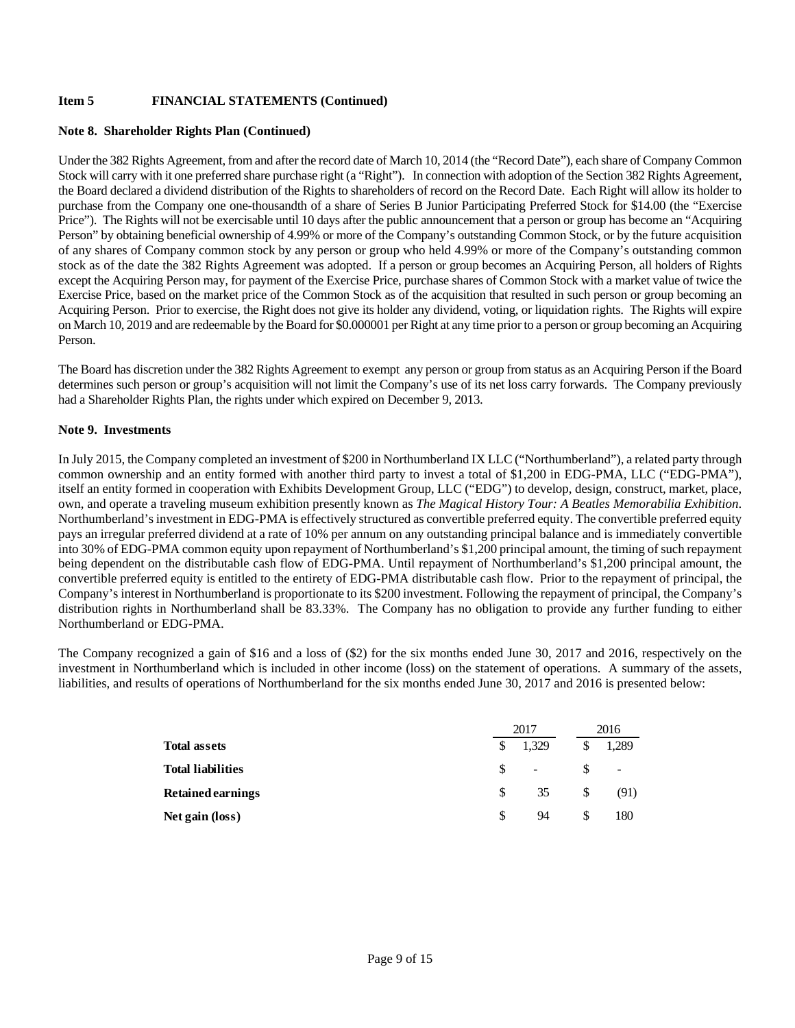## Item 5 FINANCIAL STATEMENTS (Continued)

### Note 8. Shareholder Rights Plan (Continued)

Under the 382 Rights Agreement, from and after the record date of March 10, 2014 (the "Record Date"), each share of Company Common Stock will carry with it one preferred share purchase right (a "Right"). In connection with adoption of the Section 382 Rights Agreement, the Board declared a dividend distribution of the Rights to shareholders of record on the Record Date. Each Right will allow its holder to purchase from the Company one one-thousandth of a share of Series B Junior Participating Preferred Stock for $14.00 (the "Exercise Price"). The Rights will not be exercisable until 10 days after the public announcement that a person or group has become an "Acquiring Person" by obtaining beneficial ownership of 4.99% or more of the Company's outstanding Common Stock, or by the future acquisition of any shares of Company common stock by any person or group who held 4.99% or more of the Company's outstanding common stock as of the date the 382 Rights Agreement was adopted. If a person or group becomes an Acquiring Person, all holders of Rights except the Acquiring Person may, for payment of the Exercise Price, purchase shares of Common Stock with a market value of twice the Exercise Price, based on the market price of the Common Stock as of the acquisition that resulted in such person or group becoming an Acquiring Person. Prior to exercise, the Right does not give its holder any dividend, voting, or liquidation rights. The Rights will expire on March 10, 2019 and are redeemable by the Board for $0.000001 per Right at any time prior to a person or group becoming an Acquiring Person.

The Board has discretion under the 382 Rights Agreement to exempt any person or group from status as an Acquiring Person if the Board determines such person or group's acquisition will not limit the Company's use of its net loss carry forwards. The Company previously had a Shareholder Rights Plan, the rights under which expired on December 9, 2013.

### Note 9. Investments

In July 2015, the Company completed an investment of $200 in Northumberland IX LLC ("Northumberland"), a related party through common ownership and an entity formed with another third party to invest a total of $1,200 in EDG-PMA, LLC ("EDG-PMA"), itself an entity formed in cooperation with Exhibits Development Group, LLC ("EDG") to develop, design, construct, market, place, own, and operate a traveling museum exhibition presently known as *The Magical History Tour: A Beatles Memorabilia Exhibition*. Northumberland's investment in EDG-PMA is effectively structured as convertible preferred equity. The convertible preferred equity pays an irregular preferred dividend at a rate of 10% per annum on any outstanding principal balance and is immediately convertible into 30% of EDG-PMA common equity upon repayment of Northumberland's $1,200 principal amount, the timing of such repayment being dependent on the distributable cash flow of EDG-PMA. Until repayment of Northumberland's $1,200 principal amount, the convertible preferred equity is entitled to the entirety of EDG-PMA distributable cash flow. Prior to the repayment of principal, the Company's interest in Northumberland is proportionate to its $200 investment. Following the repayment of principal, the Company's distribution rights in Northumberland shall be 83.33%. The Company has no obligation to provide any further funding to either Northumberland or EDG-PMA.

The Company recognized a gain of $16 and a loss of ($2) for the six months ended June 30, 2017 and 2016, respectively on the investment in Northumberland which is included in other income (loss) on the statement of operations. A summary of the assets, liabilities, and results of operations of Northumberland for the six months ended June 30, 2017 and 2016 is presented below:

| | 2017 | 2016 |
|---|---|---|
| **Total assets** | $ 1,329 | $ 1,289 |
| **Total liabilities** | $ - | $ - |
| **Retained earnings** | $ 35 | $ (91) |
| **Net gain (loss)** | $ 94 | $ 180 |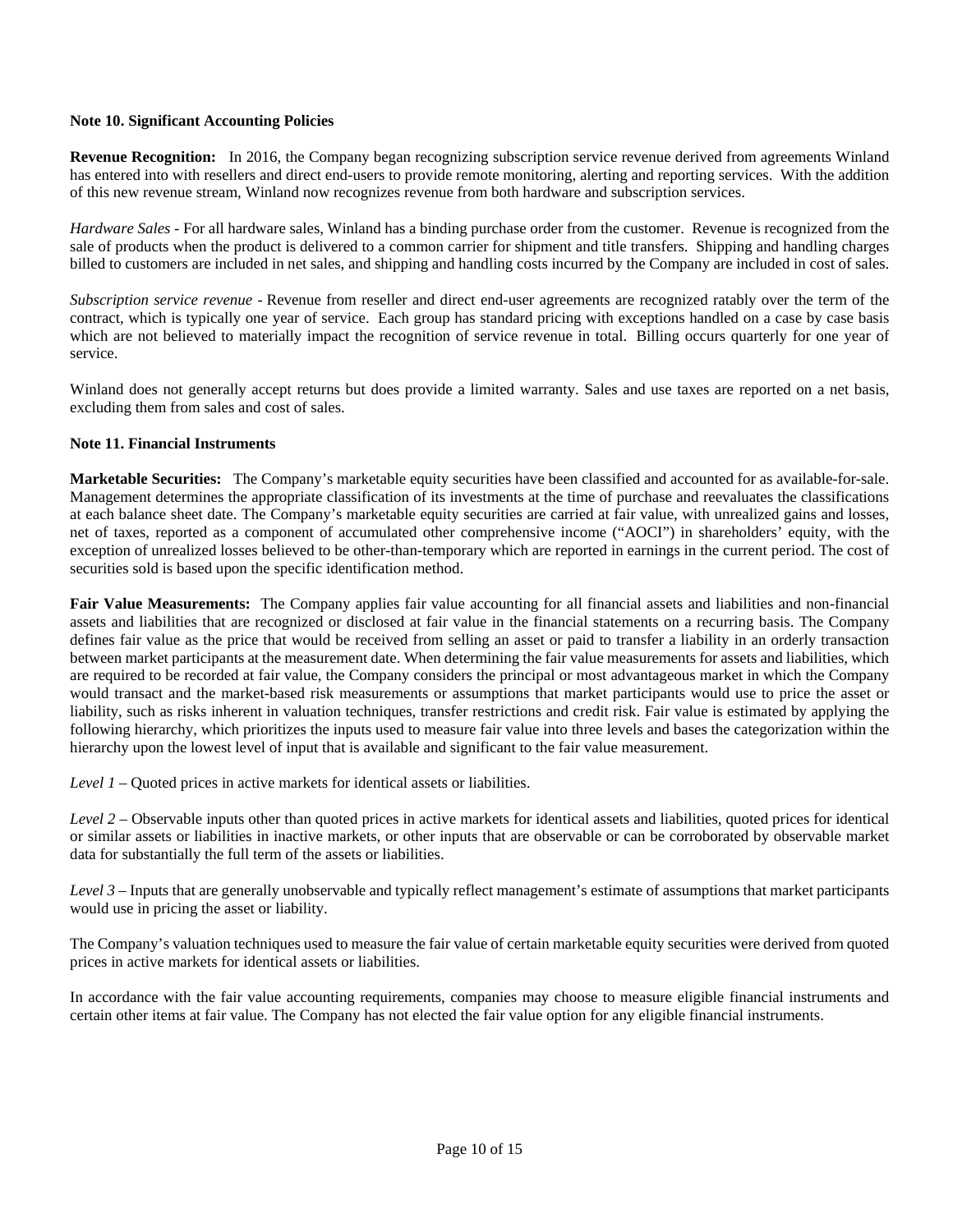**Note 10. Significant Accounting Policies**

**Revenue Recognition:** In 2016, the Company began recognizing subscription service revenue derived from agreements Winland has entered into with resellers and direct end-users to provide remote monitoring, alerting and reporting services. With the addition of this new revenue stream, Winland now recognizes revenue from both hardware and subscription services.

*Hardware Sales* - For all hardware sales, Winland has a binding purchase order from the customer. Revenue is recognized from the sale of products when the product is delivered to a common carrier for shipment and title transfers. Shipping and handling charges billed to customers are included in net sales, and shipping and handling costs incurred by the Company are included in cost of sales.

*Subscription service revenue* - Revenue from reseller and direct end-user agreements are recognized ratably over the term of the contract, which is typically one year of service. Each group has standard pricing with exceptions handled on a case by case basis which are not believed to materially impact the recognition of service revenue in total. Billing occurs quarterly for one year of service.

Winland does not generally accept returns but does provide a limited warranty. Sales and use taxes are reported on a net basis, excluding them from sales and cost of sales.

**Note 11. Financial Instruments**

**Marketable Securities:** The Company's marketable equity securities have been classified and accounted for as available-for-sale. Management determines the appropriate classification of its investments at the time of purchase and reevaluates the classifications at each balance sheet date. The Company's marketable equity securities are carried at fair value, with unrealized gains and losses, net of taxes, reported as a component of accumulated other comprehensive income ("AOCI") in shareholders' equity, with the exception of unrealized losses believed to be other-than-temporary which are reported in earnings in the current period. The cost of securities sold is based upon the specific identification method.

**Fair Value Measurements:** The Company applies fair value accounting for all financial assets and liabilities and non-financial assets and liabilities that are recognized or disclosed at fair value in the financial statements on a recurring basis. The Company defines fair value as the price that would be received from selling an asset or paid to transfer a liability in an orderly transaction between market participants at the measurement date. When determining the fair value measurements for assets and liabilities, which are required to be recorded at fair value, the Company considers the principal or most advantageous market in which the Company would transact and the market-based risk measurements or assumptions that market participants would use to price the asset or liability, such as risks inherent in valuation techniques, transfer restrictions and credit risk. Fair value is estimated by applying the following hierarchy, which prioritizes the inputs used to measure fair value into three levels and bases the categorization within the hierarchy upon the lowest level of input that is available and significant to the fair value measurement.

*Level 1* – Quoted prices in active markets for identical assets or liabilities.

*Level 2* – Observable inputs other than quoted prices in active markets for identical assets and liabilities, quoted prices for identical or similar assets or liabilities in inactive markets, or other inputs that are observable or can be corroborated by observable market data for substantially the full term of the assets or liabilities.

*Level 3* – Inputs that are generally unobservable and typically reflect management's estimate of assumptions that market participants would use in pricing the asset or liability.

The Company's valuation techniques used to measure the fair value of certain marketable equity securities were derived from quoted prices in active markets for identical assets or liabilities.

In accordance with the fair value accounting requirements, companies may choose to measure eligible financial instruments and certain other items at fair value. The Company has not elected the fair value option for any eligible financial instruments.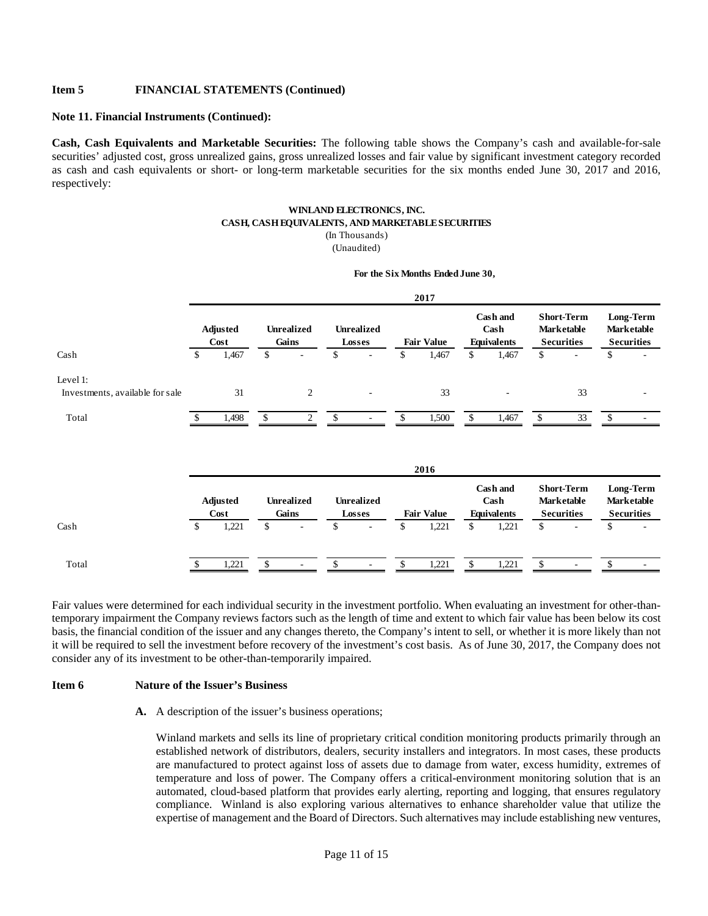## Item 5 FINANCIAL STATEMENTS (Continued)

**Note 11. Financial Instruments (Continued):**

**Cash, Cash Equivalents and Marketable Securities:** The following table shows the Company's cash and available-for-sale securities' adjusted cost, gross unrealized gains, gross unrealized losses and fair value by significant investment category recorded as cash and cash equivalents or short- or long-term marketable securities for the six months ended June 30, 2017 and 2016, respectively:

**WINLAND ELECTRONICS, INC.**
**CASH, CASH EQUIVALENTS, AND MARKETABLE SECURITIES**
(In Thousands)
(Unaudited)

**For the Six Months Ended June 30,**

| | 2017 | | | | | | |
|---|---|---|---|---|---|---|---|
| | Adjusted Cost | Unrealized Gains | Unrealized Losses | Fair Value | Cash and Cash Equivalents | Short-Term Marketable Securities | Long-Term Marketable Securities |
| Cash | $ 1,467 | $ - | $ - | $ 1,467 | $ 1,467 | $ - | $ - |
| Level 1: | | | | | | | |
| Investments, available for sale | 31 | 2 | - | 33 | - | 33 | - |
| Total | $ 1,498 | $ 2 | $ - | $ 1,500 | $ 1,467 | $ 33 | $ - |

| | 2016 | | | | | | |
|---|---|---|---|---|---|---|---|
| | Adjusted Cost | Unrealized Gains | Unrealized Losses | Fair Value | Cash and Cash Equivalents | Short-Term Marketable Securities | Long-Term Marketable Securities |
| Cash | $ 1,221 | $ - | $ - | $ 1,221 | $ 1,221 | $ - | $ - |
| Total | $ 1,221 | $ - | $ - | $ 1,221 | $ 1,221 | $ - | $ - |

Fair values were determined for each individual security in the investment portfolio. When evaluating an investment for other-than-temporary impairment the Company reviews factors such as the length of time and extent to which fair value has been below its cost basis, the financial condition of the issuer and any changes thereto, the Company's intent to sell, or whether it is more likely than not it will be required to sell the investment before recovery of the investment's cost basis. As of June 30, 2017, the Company does not consider any of its investment to be other-than-temporarily impaired.

## Item 6 Nature of the Issuer's Business

**A.** A description of the issuer's business operations;

Winland markets and sells its line of proprietary critical condition monitoring products primarily through an established network of distributors, dealers, security installers and integrators. In most cases, these products are manufactured to protect against loss of assets due to damage from water, excess humidity, extremes of temperature and loss of power. The Company offers a critical-environment monitoring solution that is an automated, cloud-based platform that provides early alerting, reporting and logging, that ensures regulatory compliance. Winland is also exploring various alternatives to enhance shareholder value that utilize the expertise of management and the Board of Directors. Such alternatives may include establishing new ventures,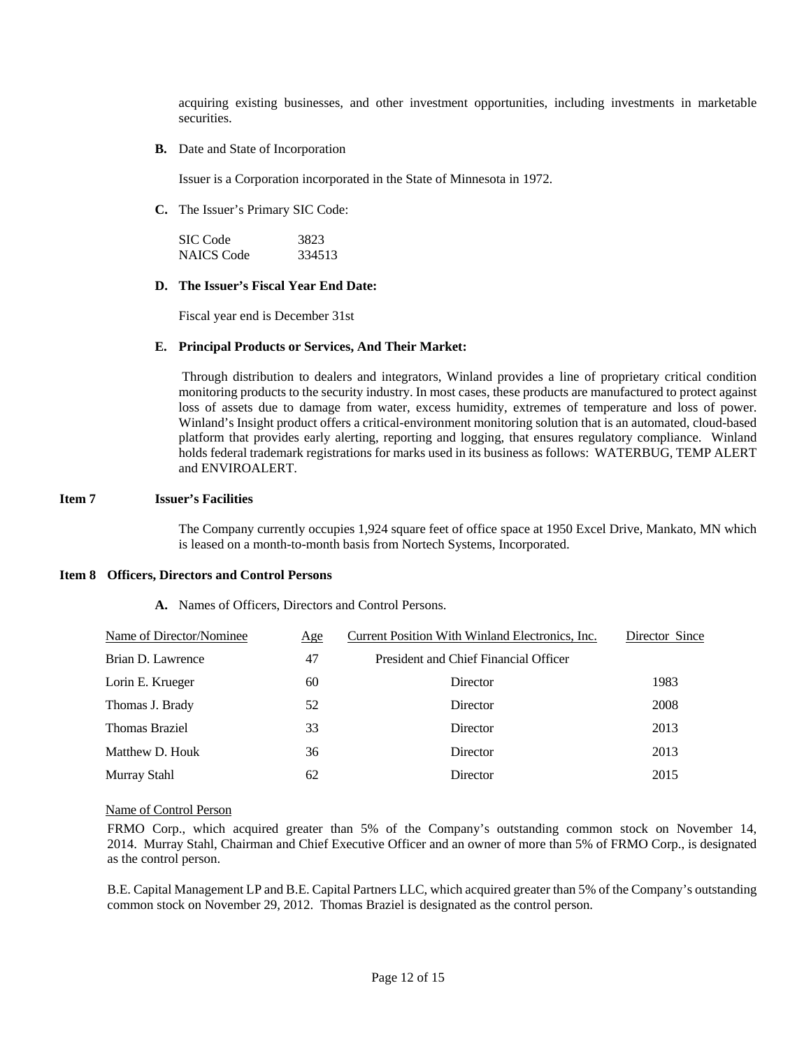acquiring existing businesses, and other investment opportunities, including investments in marketable securities.

**B.** Date and State of Incorporation

Issuer is a Corporation incorporated in the State of Minnesota in 1972.

**C.** The Issuer's Primary SIC Code:

| SIC Code | 3823 |
|---|---|
| NAICS Code | 334513 |

**D. The Issuer's Fiscal Year End Date:**

Fiscal year end is December 31st

**E. Principal Products or Services, And Their Market:**

Through distribution to dealers and integrators, Winland provides a line of proprietary critical condition monitoring products to the security industry. In most cases, these products are manufactured to protect against loss of assets due to damage from water, excess humidity, extremes of temperature and loss of power. Winland's Insight product offers a critical-environment monitoring solution that is an automated, cloud-based platform that provides early alerting, reporting and logging, that ensures regulatory compliance. Winland holds federal trademark registrations for marks used in its business as follows: WATERBUG, TEMP ALERT and ENVIROALERT.

## Item 7 Issuer's Facilities

The Company currently occupies 1,924 square feet of office space at 1950 Excel Drive, Mankato, MN which is leased on a month-to-month basis from Nortech Systems, Incorporated.

## Item 8 Officers, Directors and Control Persons

**A.** Names of Officers, Directors and Control Persons.

| Name of Director/Nominee | Age | Current Position With Winland Electronics, Inc. | Director Since |
|---|---|---|---|
| Brian D. Lawrence | 47 | President and Chief Financial Officer | |
| Lorin E. Krueger | 60 | Director | 1983 |
| Thomas J. Brady | 52 | Director | 2008 |
| Thomas Braziel | 33 | Director | 2013 |
| Matthew D. Houk | 36 | Director | 2013 |
| Murray Stahl | 62 | Director | 2015 |

Name of Control Person

FRMO Corp., which acquired greater than 5% of the Company's outstanding common stock on November 14, 2014. Murray Stahl, Chairman and Chief Executive Officer and an owner of more than 5% of FRMO Corp., is designated as the control person.

B.E. Capital Management LP and B.E. Capital Partners LLC, which acquired greater than 5% of the Company's outstanding common stock on November 29, 2012. Thomas Braziel is designated as the control person.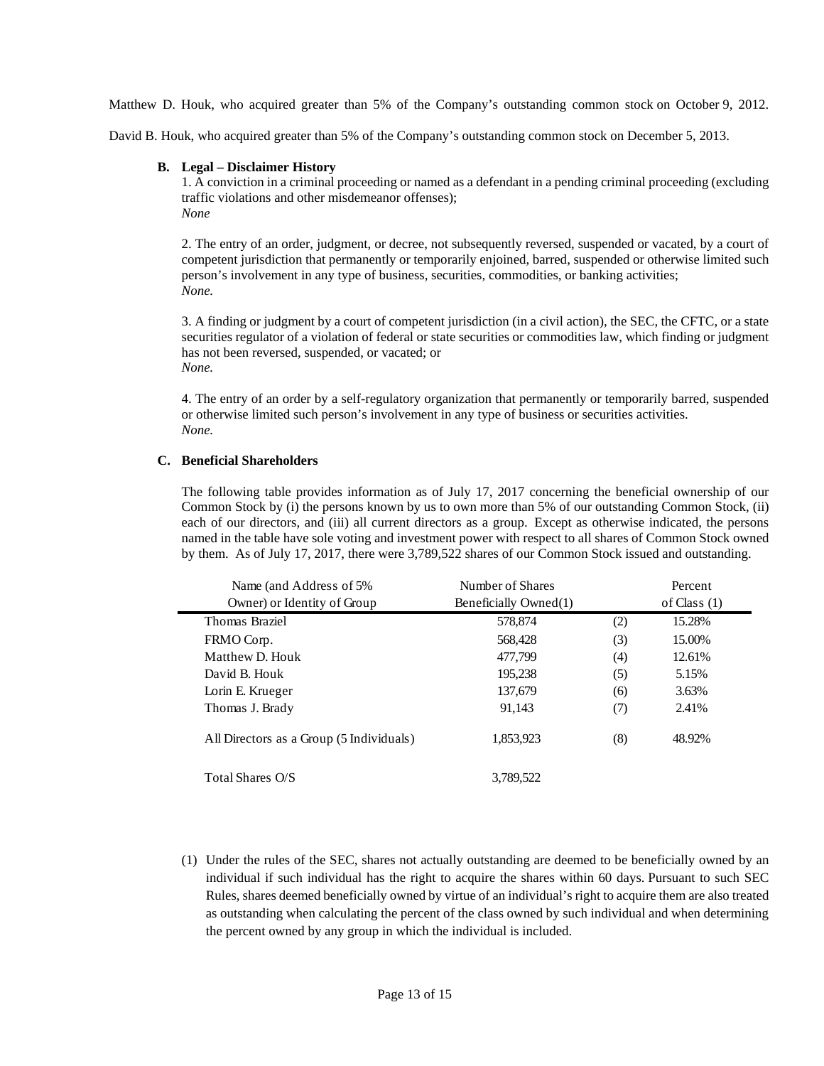Matthew D. Houk, who acquired greater than 5% of the Company's outstanding common stock on October 9, 2012.

David B. Houk, who acquired greater than 5% of the Company's outstanding common stock on December 5, 2013.

### B. Legal – Disclaimer History

1. A conviction in a criminal proceeding or named as a defendant in a pending criminal proceeding (excluding traffic violations and other misdemeanor offenses);
*None*

2. The entry of an order, judgment, or decree, not subsequently reversed, suspended or vacated, by a court of competent jurisdiction that permanently or temporarily enjoined, barred, suspended or otherwise limited such person's involvement in any type of business, securities, commodities, or banking activities;
*None.*

3. A finding or judgment by a court of competent jurisdiction (in a civil action), the SEC, the CFTC, or a state securities regulator of a violation of federal or state securities or commodities law, which finding or judgment has not been reversed, suspended, or vacated; or
*None.*

4. The entry of an order by a self-regulatory organization that permanently or temporarily barred, suspended or otherwise limited such person's involvement in any type of business or securities activities.
*None.*

### C. Beneficial Shareholders

The following table provides information as of July 17, 2017 concerning the beneficial ownership of our Common Stock by (i) the persons known by us to own more than 5% of our outstanding Common Stock, (ii) each of our directors, and (iii) all current directors as a group. Except as otherwise indicated, the persons named in the table have sole voting and investment power with respect to all shares of Common Stock owned by them. As of July 17, 2017, there were 3,789,522 shares of our Common Stock issued and outstanding.

| Name (and Address of 5% Owner) or Identity of Group | Number of Shares Beneficially Owned(1) | | Percent of Class (1) |
|---|---|---|---|
| Thomas Braziel | 578,874 | (2) | 15.28% |
| FRMO Corp. | 568,428 | (3) | 15.00% |
| Matthew D. Houk | 477,799 | (4) | 12.61% |
| David B. Houk | 195,238 | (5) | 5.15% |
| Lorin E. Krueger | 137,679 | (6) | 3.63% |
| Thomas J. Brady | 91,143 | (7) | 2.41% |
| All Directors as a Group (5 Individuals) | 1,853,923 | (8) | 48.92% |
| Total Shares O/S | 3,789,522 | | |

(1) Under the rules of the SEC, shares not actually outstanding are deemed to be beneficially owned by an individual if such individual has the right to acquire the shares within 60 days. Pursuant to such SEC Rules, shares deemed beneficially owned by virtue of an individual's right to acquire them are also treated as outstanding when calculating the percent of the class owned by such individual and when determining the percent owned by any group in which the individual is included.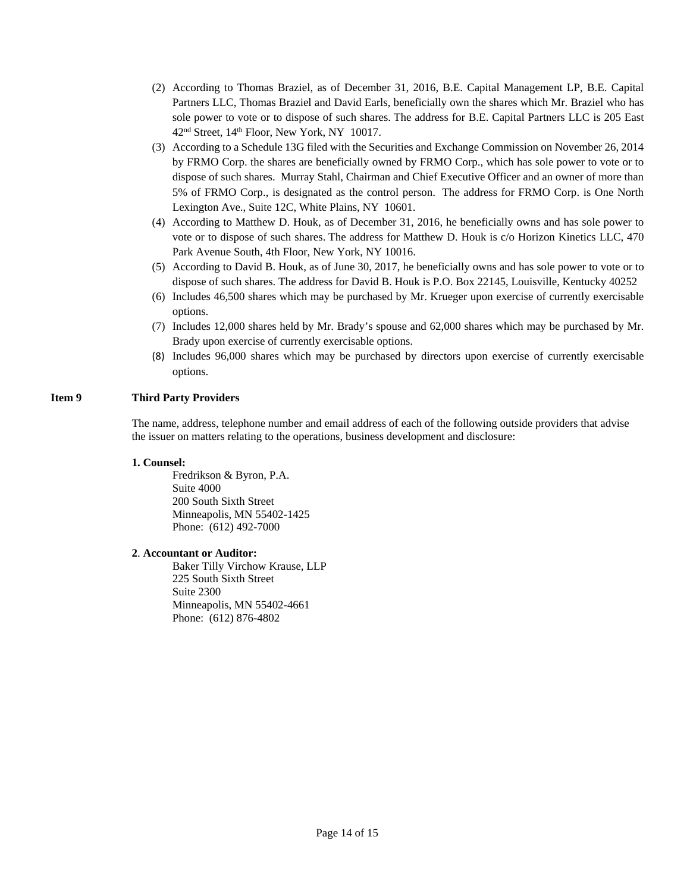(2) According to Thomas Braziel, as of December 31, 2016, B.E. Capital Management LP, B.E. Capital Partners LLC, Thomas Braziel and David Earls, beneficially own the shares which Mr. Braziel who has sole power to vote or to dispose of such shares. The address for B.E. Capital Partners LLC is 205 East 42nd Street, 14th Floor, New York, NY 10017.

(3) According to a Schedule 13G filed with the Securities and Exchange Commission on November 26, 2014 by FRMO Corp. the shares are beneficially owned by FRMO Corp., which has sole power to vote or to dispose of such shares. Murray Stahl, Chairman and Chief Executive Officer and an owner of more than 5% of FRMO Corp., is designated as the control person. The address for FRMO Corp. is One North Lexington Ave., Suite 12C, White Plains, NY 10601.

(4) According to Matthew D. Houk, as of December 31, 2016, he beneficially owns and has sole power to vote or to dispose of such shares. The address for Matthew D. Houk is c/o Horizon Kinetics LLC, 470 Park Avenue South, 4th Floor, New York, NY 10016.

(5) According to David B. Houk, as of June 30, 2017, he beneficially owns and has sole power to vote or to dispose of such shares. The address for David B. Houk is P.O. Box 22145, Louisville, Kentucky 40252

(6) Includes 46,500 shares which may be purchased by Mr. Krueger upon exercise of currently exercisable options.

(7) Includes 12,000 shares held by Mr. Brady's spouse and 62,000 shares which may be purchased by Mr. Brady upon exercise of currently exercisable options.

(8) Includes 96,000 shares which may be purchased by directors upon exercise of currently exercisable options.

## Item 9 Third Party Providers

The name, address, telephone number and email address of each of the following outside providers that advise the issuer on matters relating to the operations, business development and disclosure:

**1. Counsel:**

Fredrikson & Byron, P.A.
Suite 4000
200 South Sixth Street
Minneapolis, MN 55402-1425
Phone: (612) 492-7000

**2. Accountant or Auditor:**

Baker Tilly Virchow Krause, LLP
225 South Sixth Street
Suite 2300
Minneapolis, MN 55402-4661
Phone: (612) 876-4802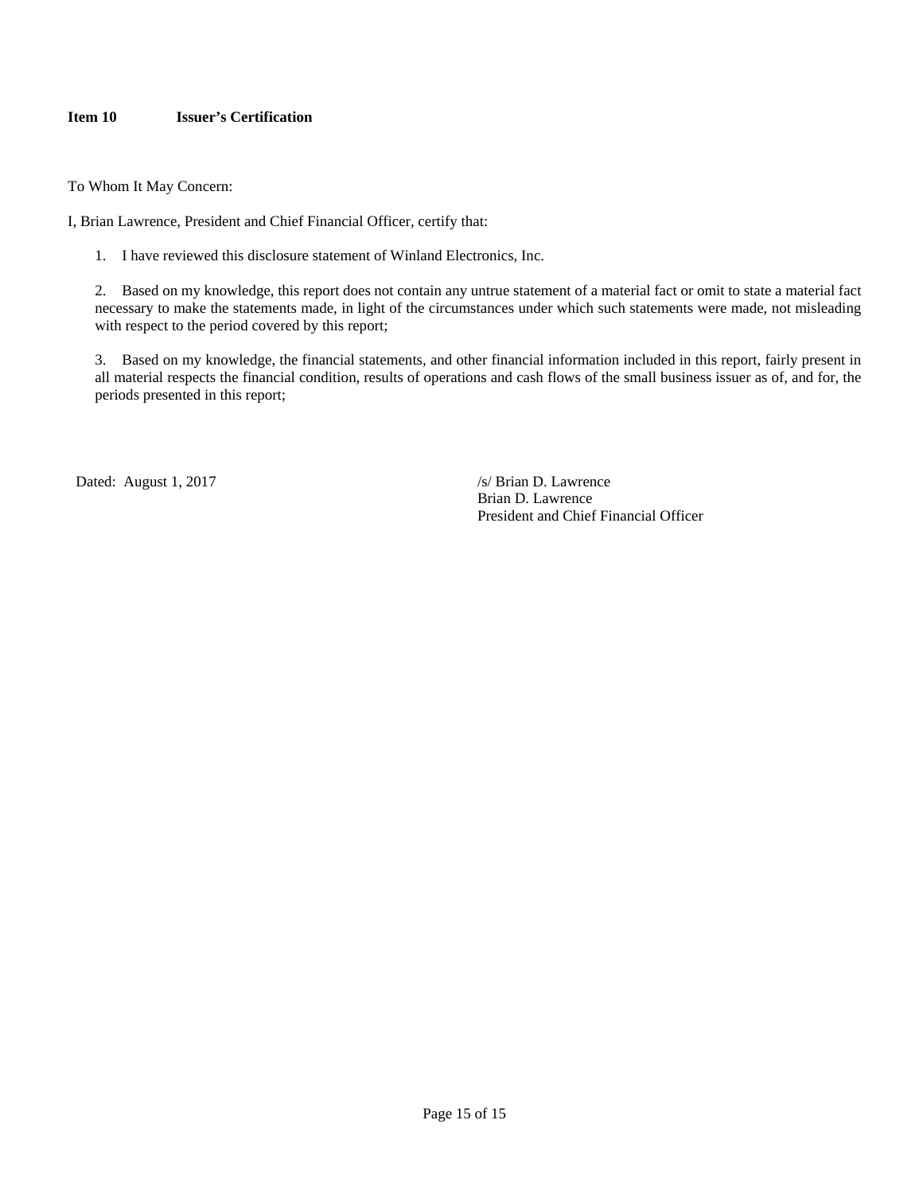**Item 10 Issuer's Certification**

To Whom It May Concern:

I, Brian Lawrence, President and Chief Financial Officer, certify that:

1. I have reviewed this disclosure statement of Winland Electronics, Inc.

2. Based on my knowledge, this report does not contain any untrue statement of a material fact or omit to state a material fact necessary to make the statements made, in light of the circumstances under which such statements were made, not misleading with respect to the period covered by this report;

3. Based on my knowledge, the financial statements, and other financial information included in this report, fairly present in all material respects the financial condition, results of operations and cash flows of the small business issuer as of, and for, the periods presented in this report;

Dated: August 1, 2017

/s/ Brian D. Lawrence
Brian D. Lawrence
President and Chief Financial Officer